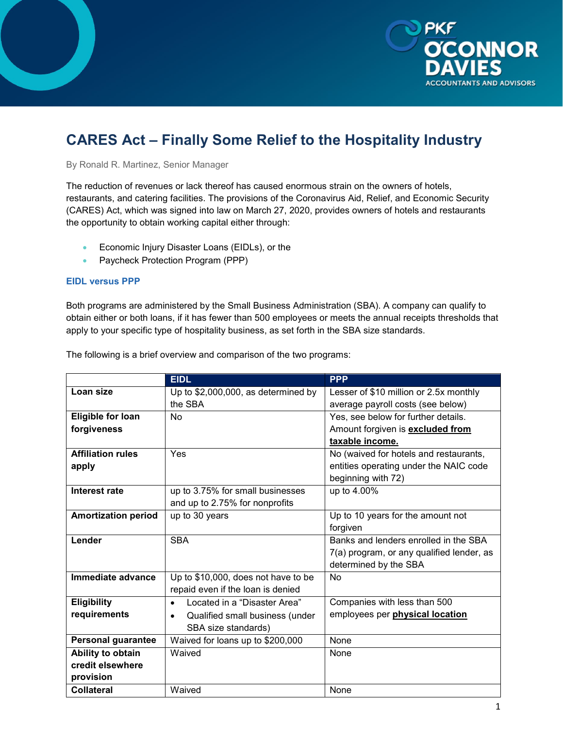# CARES Act – Finally Some Relief to the Hospitality Industry

By Ronald R. Martinez, Senior Manager

The reduction of revenues or lack thereof has caused enormous strain on the owners of hotels, restaurants, and catering facilities. The provisions of the Coronavirus Aid, Relief, and Economic Security (CARES) Act, which was signed into law on March 27, 2020, provides owners of hotels and restaurants the opportunity to obtain working capital either through:

- Economic Injury Disaster Loans (EIDLs), or the
- Paycheck Protection Program (PPP)

### EIDL versus PPP

Both programs are administered by the Small Business Administration (SBA). A company can qualify to obtain either or both loans, if it has fewer than 500 employees or meets the annual receipts thresholds that apply to your specific type of hospitality business, as set forth in the SBA size standards.

The following is a brief overview and comparison of the two programs:

| | EIDL | PPP |
|---|---|---|
| **Loan size** | Up to $2,000,000, as determined by the SBA | Lesser of $10 million or 2.5x monthly average payroll costs (see below) |
| **Eligible for loan forgiveness** | No | Yes, see below for further details. Amount forgiven is **excluded from taxable income.** |
| **Affiliation rules apply** | Yes | No (waived for hotels and restaurants, entities operating under the NAIC code beginning with 72) |
| **Interest rate** | up to 3.75% for small businesses and up to 2.75% for nonprofits | up to 4.00% |
| **Amortization period** | up to 30 years | Up to 10 years for the amount not forgiven |
| **Lender** | SBA | Banks and lenders enrolled in the SBA 7(a) program, or any qualified lender, as determined by the SBA |
| **Immediate advance** | Up to $10,000, does not have to be repaid even if the loan is denied | No |
| **Eligibility requirements** | • Located in a "Disaster Area" <br> • Qualified small business (under SBA size standards) | Companies with less than 500 employees per **physical location** |
| **Personal guarantee** | Waived for loans up to $200,000 | None |
| **Ability to obtain credit elsewhere provision** | Waived | None |
| **Collateral** | Waived | None |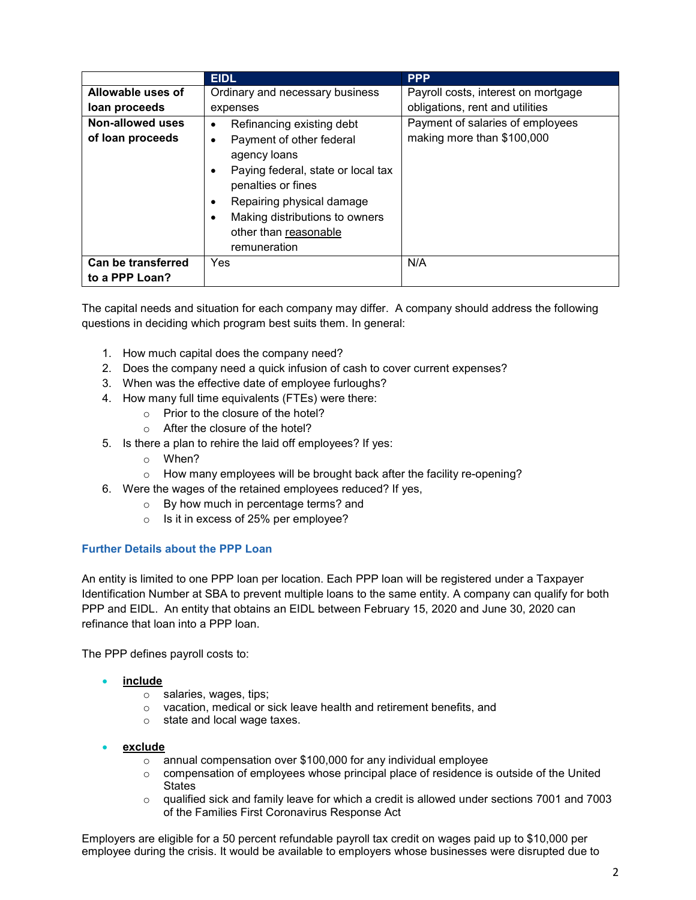| | EIDL | PPP |
|---|---|---|
| **Allowable uses of loan proceeds** | Ordinary and necessary business expenses | Payroll costs, interest on mortgage obligations, rent and utilities |
| **Non-allowed uses of loan proceeds** | • Refinancing existing debt<br>• Payment of other federal agency loans<br>• Paying federal, state or local tax penalties or fines<br>• Repairing physical damage<br>• Making distributions to owners other than <u>reasonable</u> remuneration | Payment of salaries of employees making more than $100,000 |
| **Can be transferred to a PPP Loan?** | Yes | N/A |

The capital needs and situation for each company may differ. A company should address the following questions in deciding which program best suits them. In general:

1. How much capital does the company need?
2. Does the company need a quick infusion of cash to cover current expenses?
3. When was the effective date of employee furloughs?
4. How many full time equivalents (FTEs) were there:
   - Prior to the closure of the hotel?
   - After the closure of the hotel?
5. Is there a plan to rehire the laid off employees? If yes:
   - When?
   - How many employees will be brought back after the facility re-opening?
6. Were the wages of the retained employees reduced? If yes,
   - By how much in percentage terms? and
   - Is it in excess of 25% per employee?

### Further Details about the PPP Loan

An entity is limited to one PPP loan per location. Each PPP loan will be registered under a Taxpayer Identification Number at SBA to prevent multiple loans to the same entity. A company can qualify for both PPP and EIDL. An entity that obtains an EIDL between February 15, 2020 and June 30, 2020 can refinance that loan into a PPP loan.

The PPP defines payroll costs to:

- **<u>include</u>**
  - salaries, wages, tips;
  - vacation, medical or sick leave health and retirement benefits, and
  - state and local wage taxes.

- **<u>exclude</u>**
  - annual compensation over $100,000 for any individual employee
  - compensation of employees whose principal place of residence is outside of the United States
  - qualified sick and family leave for which a credit is allowed under sections 7001 and 7003 of the Families First Coronavirus Response Act

Employers are eligible for a 50 percent refundable payroll tax credit on wages paid up to $10,000 per employee during the crisis. It would be available to employers whose businesses were disrupted due to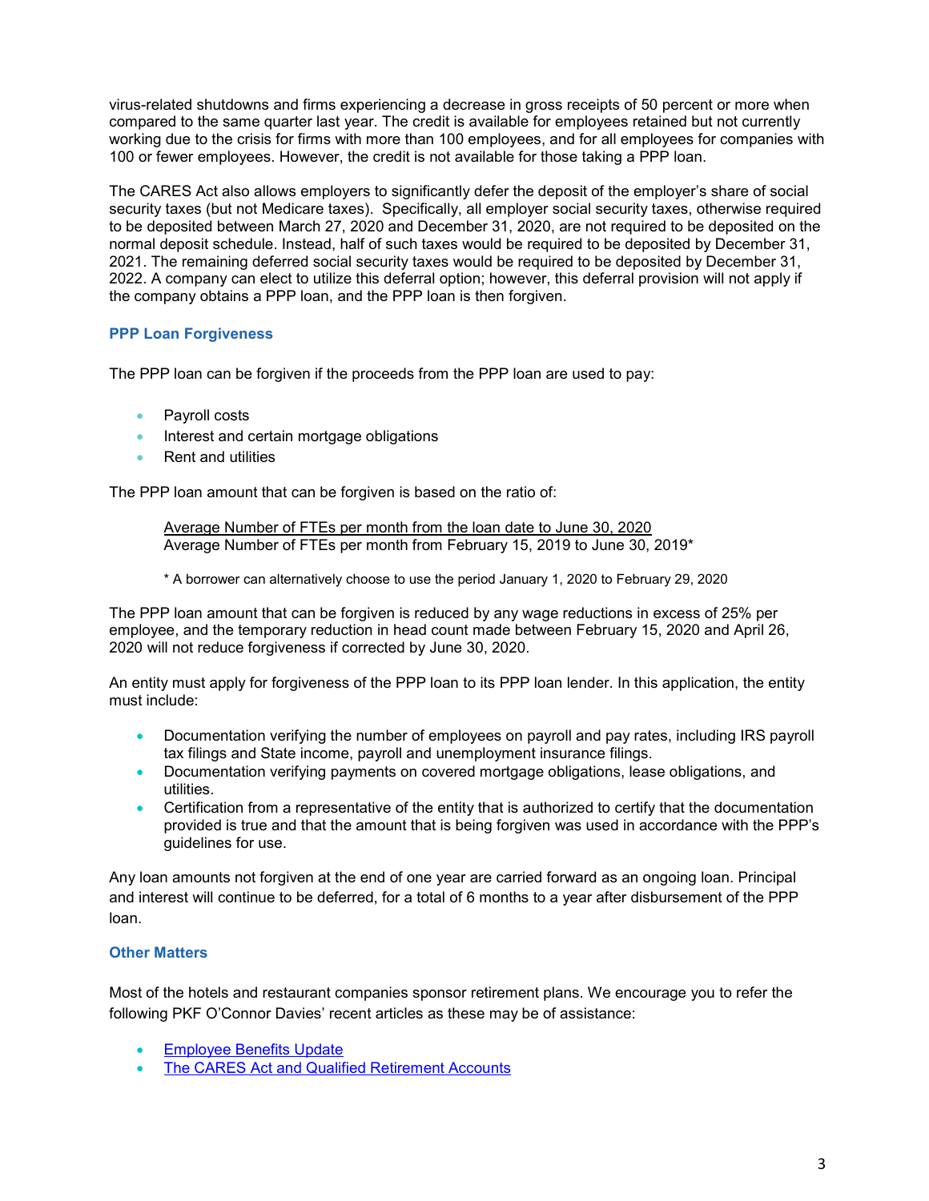virus-related shutdowns and firms experiencing a decrease in gross receipts of 50 percent or more when compared to the same quarter last year. The credit is available for employees retained but not currently working due to the crisis for firms with more than 100 employees, and for all employees for companies with 100 or fewer employees. However, the credit is not available for those taking a PPP loan.

The CARES Act also allows employers to significantly defer the deposit of the employer's share of social security taxes (but not Medicare taxes). Specifically, all employer social security taxes, otherwise required to be deposited between March 27, 2020 and December 31, 2020, are not required to be deposited on the normal deposit schedule. Instead, half of such taxes would be required to be deposited by December 31, 2021. The remaining deferred social security taxes would be required to be deposited by December 31, 2022. A company can elect to utilize this deferral option; however, this deferral provision will not apply if the company obtains a PPP loan, and the PPP loan is then forgiven.

### PPP Loan Forgiveness

The PPP loan can be forgiven if the proceeds from the PPP loan are used to pay:

- Payroll costs
- Interest and certain mortgage obligations
- Rent and utilities

The PPP loan amount that can be forgiven is based on the ratio of:

$$\frac{\text{Average Number of FTEs per month from the loan date to June 30, 2020}}{\text{Average Number of FTEs per month from February 15, 2019 to June 30, 2019*}}$$

\* A borrower can alternatively choose to use the period January 1, 2020 to February 29, 2020

The PPP loan amount that can be forgiven is reduced by any wage reductions in excess of 25% per employee, and the temporary reduction in head count made between February 15, 2020 and April 26, 2020 will not reduce forgiveness if corrected by June 30, 2020.

An entity must apply for forgiveness of the PPP loan to its PPP loan lender. In this application, the entity must include:

- Documentation verifying the number of employees on payroll and pay rates, including IRS payroll tax filings and State income, payroll and unemployment insurance filings.
- Documentation verifying payments on covered mortgage obligations, lease obligations, and utilities.
- Certification from a representative of the entity that is authorized to certify that the documentation provided is true and that the amount that is being forgiven was used in accordance with the PPP's guidelines for use.

Any loan amounts not forgiven at the end of one year are carried forward as an ongoing loan. Principal and interest will continue to be deferred, for a total of 6 months to a year after disbursement of the PPP loan.

### Other Matters

Most of the hotels and restaurant companies sponsor retirement plans. We encourage you to refer the following PKF O'Connor Davies' recent articles as these may be of assistance:

- Employee Benefits Update
- The CARES Act and Qualified Retirement Accounts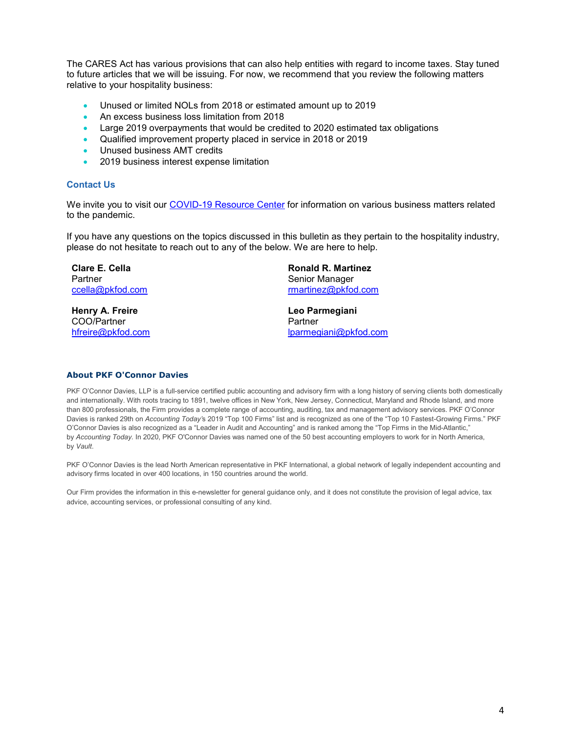The CARES Act has various provisions that can also help entities with regard to income taxes. Stay tuned to future articles that we will be issuing. For now, we recommend that you review the following matters relative to your hospitality business:

- Unused or limited NOLs from 2018 or estimated amount up to 2019
- An excess business loss limitation from 2018
- Large 2019 overpayments that would be credited to 2020 estimated tax obligations
- Qualified improvement property placed in service in 2018 or 2019
- Unused business AMT credits
- 2019 business interest expense limitation

## Contact Us

We invite you to visit our [COVID-19 Resource Center](#) for information on various business matters related to the pandemic.

If you have any questions on the topics discussed in this bulletin as they pertain to the hospitality industry, please do not hesitate to reach out to any of the below. We are here to help.

**Clare E. Cella**
Partner
ccella@pkfod.com

**Henry A. Freire**
COO/Partner
hfreire@pkfod.com

**Ronald R. Martinez**
Senior Manager
rmartinez@pkfod.com

**Leo Parmegiani**
Partner
lparmegiani@pkfod.com

### About PKF O'Connor Davies

PKF O'Connor Davies, LLP is a full-service certified public accounting and advisory firm with a long history of serving clients both domestically and internationally. With roots tracing to 1891, twelve offices in New York, New Jersey, Connecticut, Maryland and Rhode Island, and more than 800 professionals, the Firm provides a complete range of accounting, auditing, tax and management advisory services. PKF O'Connor Davies is ranked 29th on *Accounting Today's* 2019 "Top 100 Firms" list and is recognized as one of the "Top 10 Fastest-Growing Firms." PKF O'Connor Davies is also recognized as a "Leader in Audit and Accounting" and is ranked among the "Top Firms in the Mid-Atlantic," by *Accounting Today.* In 2020, PKF O'Connor Davies was named one of the 50 best accounting employers to work for in North America, by *Vault*.

PKF O'Connor Davies is the lead North American representative in PKF International, a global network of legally independent accounting and advisory firms located in over 400 locations, in 150 countries around the world.

Our Firm provides the information in this e-newsletter for general guidance only, and it does not constitute the provision of legal advice, tax advice, accounting services, or professional consulting of any kind.